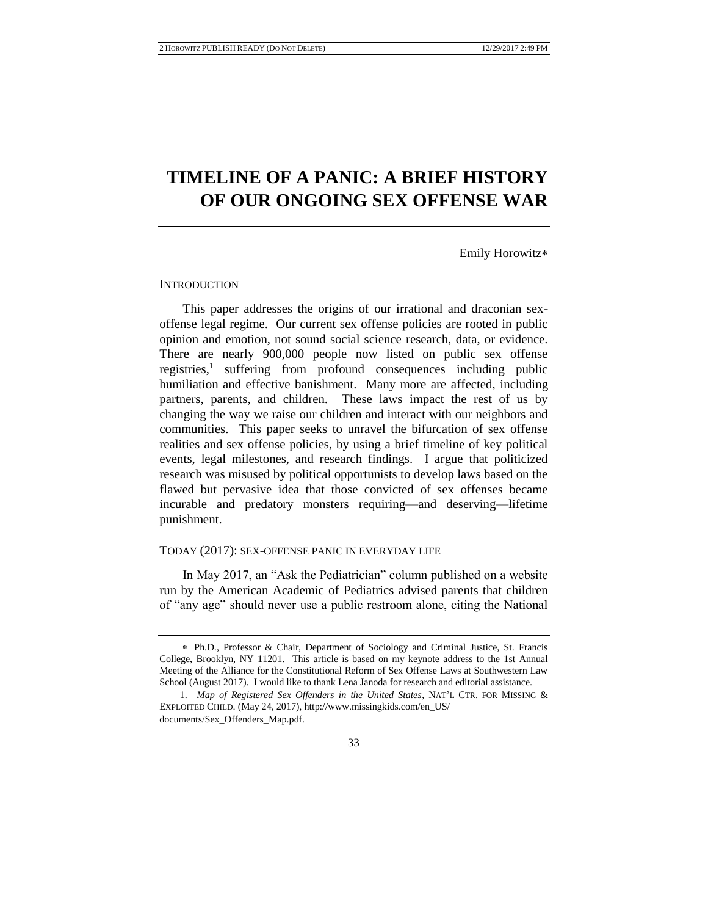# TIMELINE OF A PANIC: A BRIEF HISTORY OF OUR ONGOING SEX OFFENSE WAR

Emily Horowitz*

INTRODUCTION

This paper addresses the origins of our irrational and draconian sex-offense legal regime. Our current sex offense policies are rooted in public opinion and emotion, not sound social science research, data, or evidence. There are nearly 900,000 people now listed on public sex offense registries,[1] suffering from profound consequences including public humiliation and effective banishment. Many more are affected, including partners, parents, and children. These laws impact the rest of us by changing the way we raise our children and interact with our neighbors and communities. This paper seeks to unravel the bifurcation of sex offense realities and sex offense policies, by using a brief timeline of key political events, legal milestones, and research findings. I argue that politicized research was misused by political opportunists to develop laws based on the flawed but pervasive idea that those convicted of sex offenses became incurable and predatory monsters requiring—and deserving—lifetime punishment.

TODAY (2017): SEX-OFFENSE PANIC IN EVERYDAY LIFE

In May 2017, an "Ask the Pediatrician" column published on a website run by the American Academic of Pediatrics advised parents that children of "any age" should never use a public restroom alone, citing the National

---

* Ph.D., Professor & Chair, Department of Sociology and Criminal Justice, St. Francis College, Brooklyn, NY 11201. This article is based on my keynote address to the 1st Annual Meeting of the Alliance for the Constitutional Reform of Sex Offense Laws at Southwestern Law School (August 2017). I would like to thank Lena Janoda for research and editorial assistance.

1. *Map of Registered Sex Offenders in the United States*, NAT'L CTR. FOR MISSING & EXPLOITED CHILD. (May 24, 2017), http://www.missingkids.com/en_US/documents/Sex_Offenders_Map.pdf.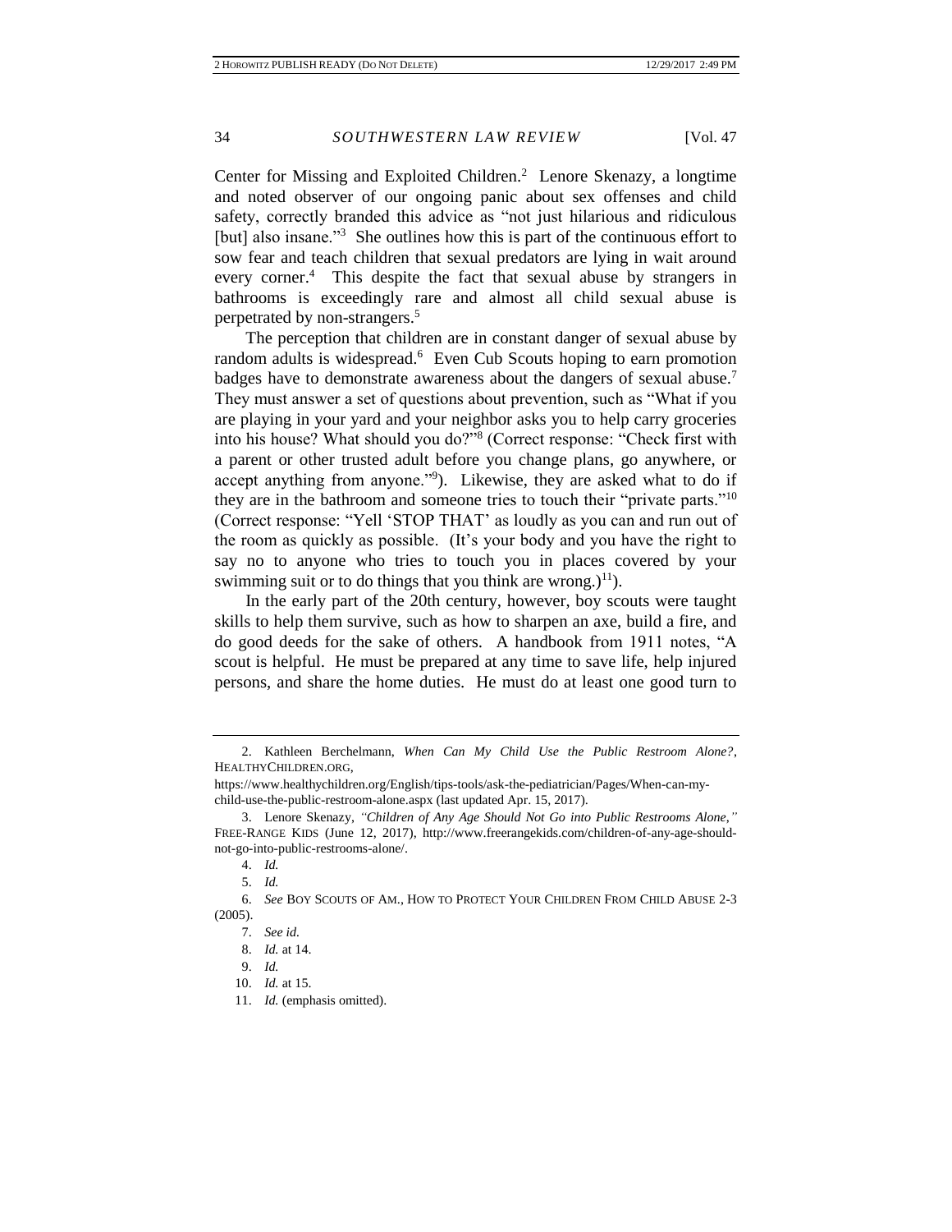Center for Missing and Exploited Children.[2] Lenore Skenazy, a longtime and noted observer of our ongoing panic about sex offenses and child safety, correctly branded this advice as "not just hilarious and ridiculous [but] also insane."[3] She outlines how this is part of the continuous effort to sow fear and teach children that sexual predators are lying in wait around every corner.[4] This despite the fact that sexual abuse by strangers in bathrooms is exceedingly rare and almost all child sexual abuse is perpetrated by non-strangers.[5]

The perception that children are in constant danger of sexual abuse by random adults is widespread.[6] Even Cub Scouts hoping to earn promotion badges have to demonstrate awareness about the dangers of sexual abuse.[7] They must answer a set of questions about prevention, such as "What if you are playing in your yard and your neighbor asks you to help carry groceries into his house? What should you do?"[8] (Correct response: "Check first with a parent or other trusted adult before you change plans, go anywhere, or accept anything from anyone."[9]). Likewise, they are asked what to do if they are in the bathroom and someone tries to touch their "private parts."[10] (Correct response: "Yell 'STOP THAT' as loudly as you can and run out of the room as quickly as possible. (It's your body and you have the right to say no to anyone who tries to touch you in places covered by your swimming suit or to do things that you think are wrong.)[11]).

In the early part of the 20th century, however, boy scouts were taught skills to help them survive, such as how to sharpen an axe, build a fire, and do good deeds for the sake of others. A handbook from 1911 notes, "A scout is helpful. He must be prepared at any time to save life, help injured persons, and share the home duties. He must do at least one good turn to

---

2. Kathleen Berchelmann, *When Can My Child Use the Public Restroom Alone?*, HEALTHYCHILDREN.ORG, https://www.healthychildren.org/English/tips-tools/ask-the-pediatrician/Pages/When-can-my-child-use-the-public-restroom-alone.aspx (last updated Apr. 15, 2017).

3. Lenore Skenazy, *"Children of Any Age Should Not Go into Public Restrooms Alone,"* FREE-RANGE KIDS (June 12, 2017), http://www.freerangekids.com/children-of-any-age-should-not-go-into-public-restrooms-alone/.

4. *Id.*

5. *Id.*

6. *See* BOY SCOUTS OF AM., HOW TO PROTECT YOUR CHILDREN FROM CHILD ABUSE 2-3 (2005).

7. *See id.*

8. *Id.* at 14.

9. *Id.*

10. *Id.* at 15.

11. *Id.* (emphasis omitted).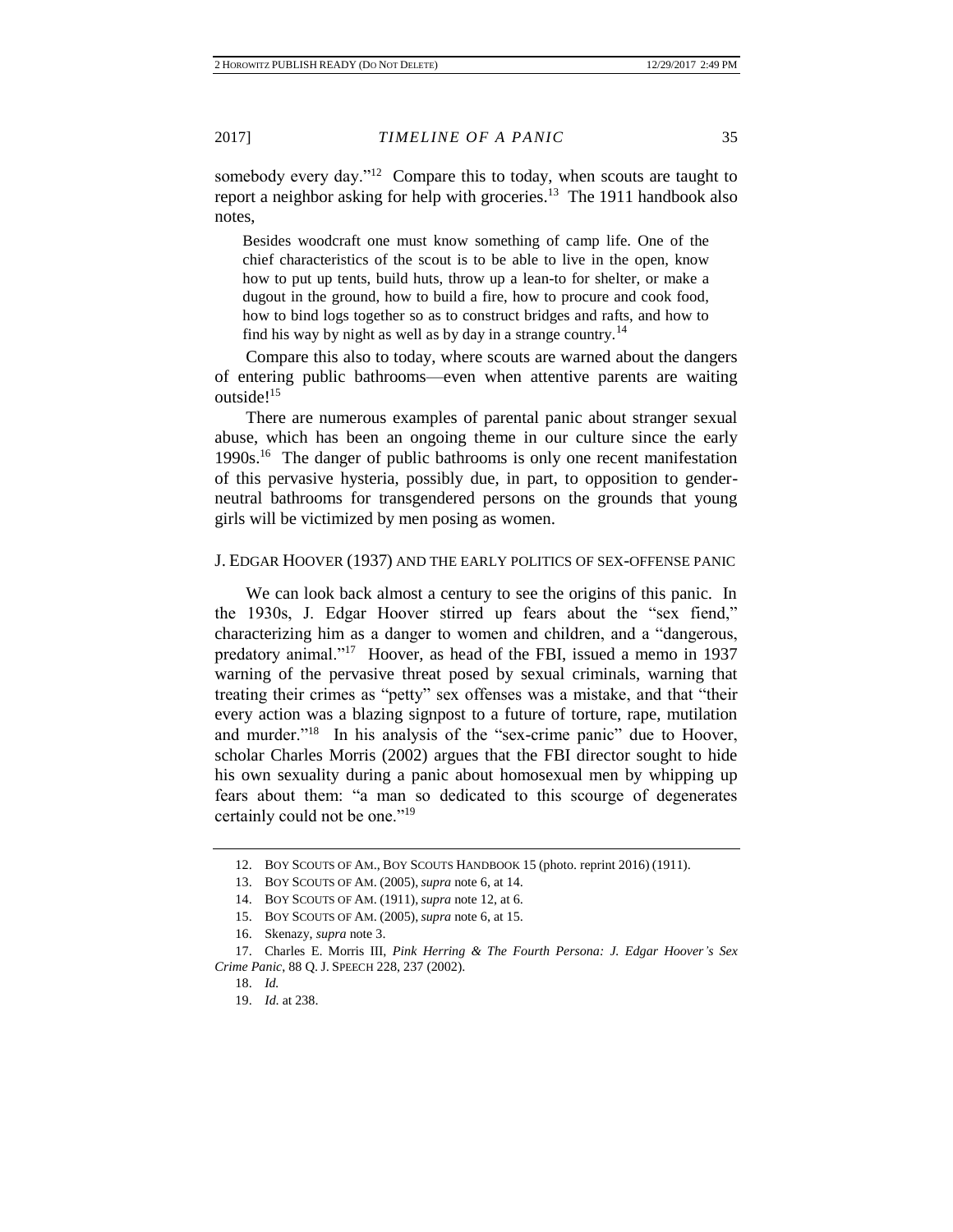somebody every day."[12] Compare this to today, when scouts are taught to report a neighbor asking for help with groceries.[13] The 1911 handbook also notes,

> Besides woodcraft one must know something of camp life. One of the chief characteristics of the scout is to be able to live in the open, know how to put up tents, build huts, throw up a lean-to for shelter, or make a dugout in the ground, how to build a fire, how to procure and cook food, how to bind logs together so as to construct bridges and rafts, and how to find his way by night as well as by day in a strange country.[14]

Compare this also to today, where scouts are warned about the dangers of entering public bathrooms—even when attentive parents are waiting outside![15]

There are numerous examples of parental panic about stranger sexual abuse, which has been an ongoing theme in our culture since the early 1990s.[16] The danger of public bathrooms is only one recent manifestation of this pervasive hysteria, possibly due, in part, to opposition to gender-neutral bathrooms for transgendered persons on the grounds that young girls will be victimized by men posing as women.

## J. Edgar Hoover (1937) and the Early Politics of Sex-Offense Panic

We can look back almost a century to see the origins of this panic. In the 1930s, J. Edgar Hoover stirred up fears about the "sex fiend," characterizing him as a danger to women and children, and a "dangerous, predatory animal."[17] Hoover, as head of the FBI, issued a memo in 1937 warning of the pervasive threat posed by sexual criminals, warning that treating their crimes as "petty" sex offenses was a mistake, and that "their every action was a blazing signpost to a future of torture, rape, mutilation and murder."[18] In his analysis of the "sex-crime panic" due to Hoover, scholar Charles Morris (2002) argues that the FBI director sought to hide his own sexuality during a panic about homosexual men by whipping up fears about them: "a man so dedicated to this scourge of degenerates certainly could not be one."[19]

---

12. Boy Scouts of Am., Boy Scouts Handbook 15 (photo. reprint 2016) (1911).
13. Boy Scouts of Am. (2005), *supra* note 6, at 14.
14. Boy Scouts of Am. (1911), *supra* note 12, at 6.
15. Boy Scouts of Am. (2005), *supra* note 6, at 15.
16. Skenazy, *supra* note 3.
17. Charles E. Morris III, *Pink Herring & The Fourth Persona: J. Edgar Hoover's Sex Crime Panic*, 88 Q. J. Speech 228, 237 (2002).
18. *Id.*
19. *Id.* at 238.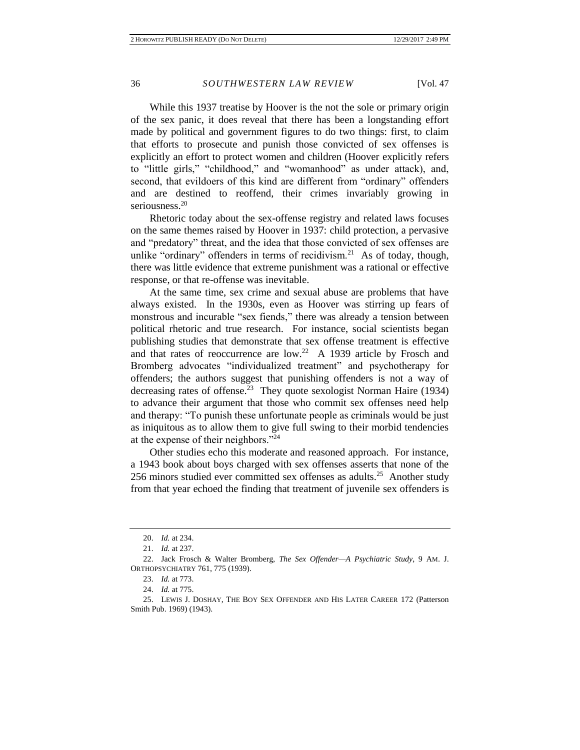While this 1937 treatise by Hoover is the not the sole or primary origin of the sex panic, it does reveal that there has been a longstanding effort made by political and government figures to do two things: first, to claim that efforts to prosecute and punish those convicted of sex offenses is explicitly an effort to protect women and children (Hoover explicitly refers to "little girls," "childhood," and "womanhood" as under attack), and, second, that evildoers of this kind are different from "ordinary" offenders and are destined to reoffend, their crimes invariably growing in seriousness.[20]

Rhetoric today about the sex-offense registry and related laws focuses on the same themes raised by Hoover in 1937: child protection, a pervasive and "predatory" threat, and the idea that those convicted of sex offenses are unlike "ordinary" offenders in terms of recidivism.[21] As of today, though, there was little evidence that extreme punishment was a rational or effective response, or that re-offense was inevitable.

At the same time, sex crime and sexual abuse are problems that have always existed. In the 1930s, even as Hoover was stirring up fears of monstrous and incurable "sex fiends," there was already a tension between political rhetoric and true research. For instance, social scientists began publishing studies that demonstrate that sex offense treatment is effective and that rates of reoccurrence are low.[22] A 1939 article by Frosch and Bromberg advocates "individualized treatment" and psychotherapy for offenders; the authors suggest that punishing offenders is not a way of decreasing rates of offense.[23] They quote sexologist Norman Haire (1934) to advance their argument that those who commit sex offenses need help and therapy: "To punish these unfortunate people as criminals would be just as iniquitous as to allow them to give full swing to their morbid tendencies at the expense of their neighbors."[24]

Other studies echo this moderate and reasoned approach. For instance, a 1943 book about boys charged with sex offenses asserts that none of the 256 minors studied ever committed sex offenses as adults.[25] Another study from that year echoed the finding that treatment of juvenile sex offenders is

---

20. *Id.* at 234.

21. *Id.* at 237.

22. Jack Frosch & Walter Bromberg, *The Sex Offender—A Psychiatric Study*, 9 AM. J. ORTHOPSYCHIATRY 761, 775 (1939).

23. *Id.* at 773.

24. *Id.* at 775.

25. LEWIS J. DOSHAY, THE BOY SEX OFFENDER AND HIS LATER CAREER 172 (Patterson Smith Pub. 1969) (1943).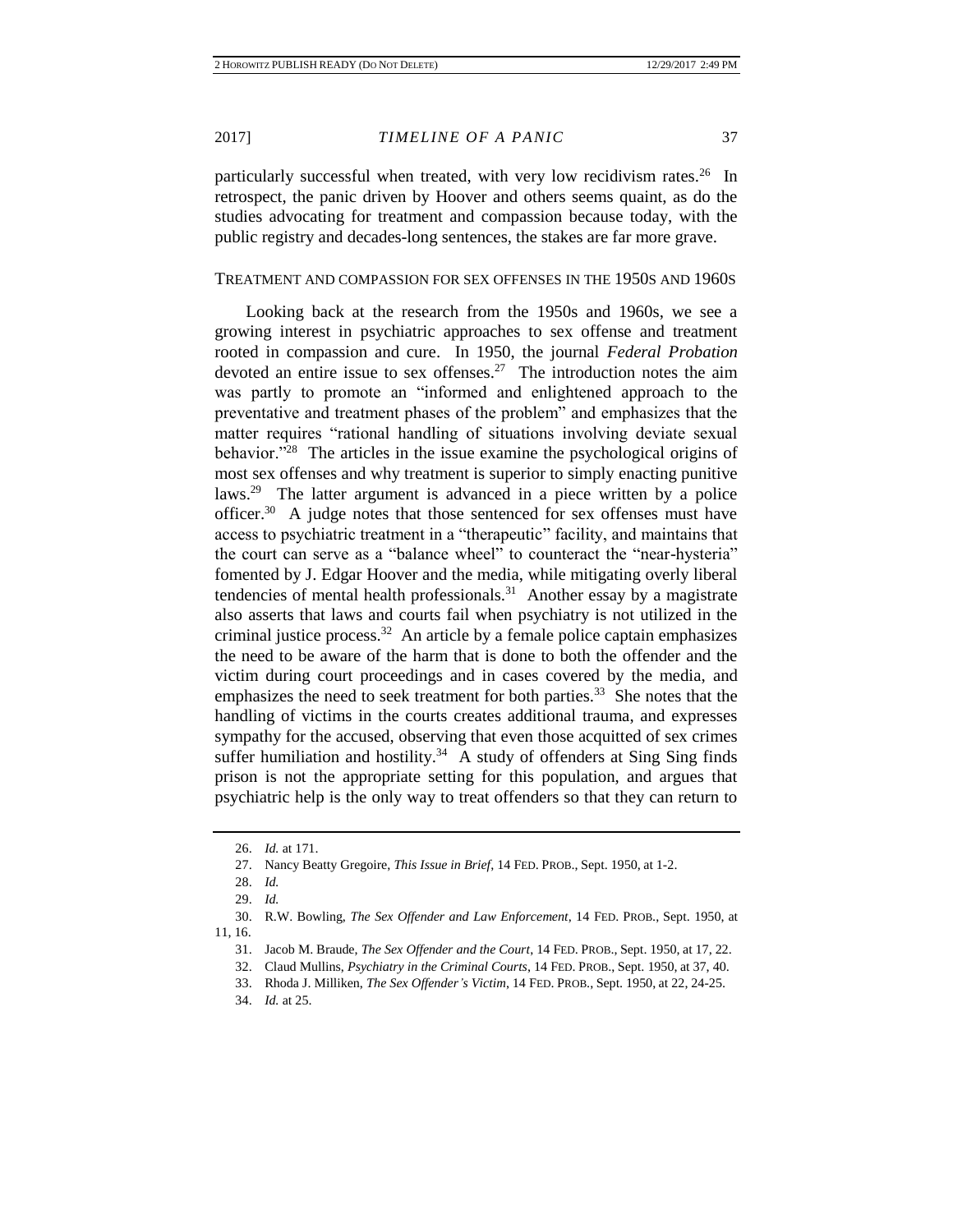particularly successful when treated, with very low recidivism rates.[26] In retrospect, the panic driven by Hoover and others seems quaint, as do the studies advocating for treatment and compassion because today, with the public registry and decades-long sentences, the stakes are far more grave.

## TREATMENT AND COMPASSION FOR SEX OFFENSES IN THE 1950S AND 1960S

Looking back at the research from the 1950s and 1960s, we see a growing interest in psychiatric approaches to sex offense and treatment rooted in compassion and cure. In 1950, the journal *Federal Probation* devoted an entire issue to sex offenses.[27] The introduction notes the aim was partly to promote an "informed and enlightened approach to the preventative and treatment phases of the problem" and emphasizes that the matter requires "rational handling of situations involving deviate sexual behavior."[28] The articles in the issue examine the psychological origins of most sex offenses and why treatment is superior to simply enacting punitive laws.[29] The latter argument is advanced in a piece written by a police officer.[30] A judge notes that those sentenced for sex offenses must have access to psychiatric treatment in a "therapeutic" facility, and maintains that the court can serve as a "balance wheel" to counteract the "near-hysteria" fomented by J. Edgar Hoover and the media, while mitigating overly liberal tendencies of mental health professionals.[31] Another essay by a magistrate also asserts that laws and courts fail when psychiatry is not utilized in the criminal justice process.[32] An article by a female police captain emphasizes the need to be aware of the harm that is done to both the offender and the victim during court proceedings and in cases covered by the media, and emphasizes the need to seek treatment for both parties.[33] She notes that the handling of victims in the courts creates additional trauma, and expresses sympathy for the accused, observing that even those acquitted of sex crimes suffer humiliation and hostility.[34] A study of offenders at Sing Sing finds prison is not the appropriate setting for this population, and argues that psychiatric help is the only way to treat offenders so that they can return to

---

26. *Id.* at 171.

27. Nancy Beatty Gregoire, *This Issue in Brief*, 14 FED. PROB., Sept. 1950, at 1-2.

28. *Id.*

29. *Id.*

30. R.W. Bowling, *The Sex Offender and Law Enforcement*, 14 FED. PROB., Sept. 1950, at 11, 16.

31. Jacob M. Braude, *The Sex Offender and the Court*, 14 FED. PROB., Sept. 1950, at 17, 22.

32. Claud Mullins, *Psychiatry in the Criminal Courts*, 14 FED. PROB., Sept. 1950, at 37, 40.

33. Rhoda J. Milliken, *The Sex Offender's Victim*, 14 FED. PROB., Sept. 1950, at 22, 24-25.

34. *Id.* at 25.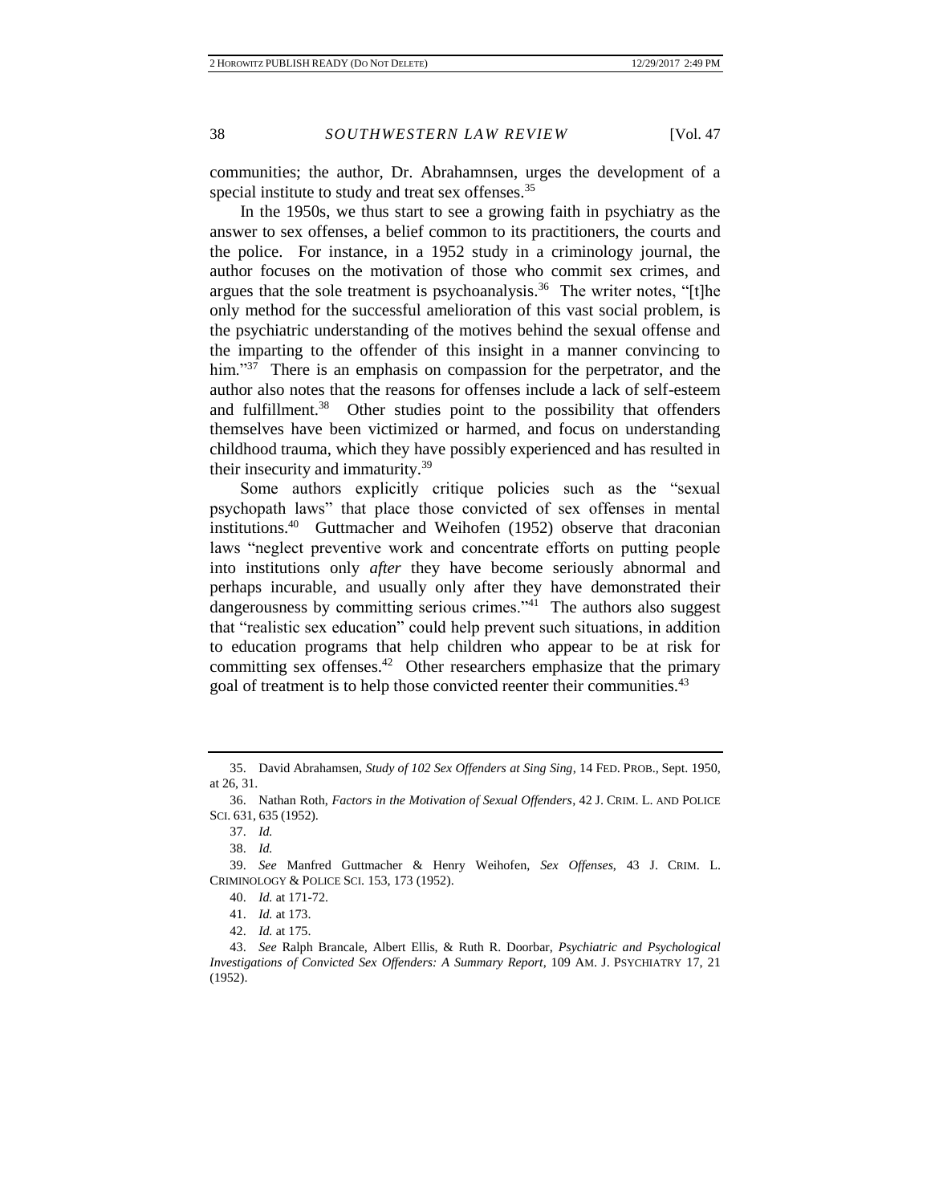communities; the author, Dr. Abrahamnsen, urges the development of a special institute to study and treat sex offenses.[35]

In the 1950s, we thus start to see a growing faith in psychiatry as the answer to sex offenses, a belief common to its practitioners, the courts and the police. For instance, in a 1952 study in a criminology journal, the author focuses on the motivation of those who commit sex crimes, and argues that the sole treatment is psychoanalysis.[36] The writer notes, "[t]he only method for the successful amelioration of this vast social problem, is the psychiatric understanding of the motives behind the sexual offense and the imparting to the offender of this insight in a manner convincing to him."[37] There is an emphasis on compassion for the perpetrator, and the author also notes that the reasons for offenses include a lack of self-esteem and fulfillment.[38] Other studies point to the possibility that offenders themselves have been victimized or harmed, and focus on understanding childhood trauma, which they have possibly experienced and has resulted in their insecurity and immaturity.[39]

Some authors explicitly critique policies such as the "sexual psychopath laws" that place those convicted of sex offenses in mental institutions.[40] Guttmacher and Weihofen (1952) observe that draconian laws "neglect preventive work and concentrate efforts on putting people into institutions only *after* they have become seriously abnormal and perhaps incurable, and usually only after they have demonstrated their dangerousness by committing serious crimes."[41] The authors also suggest that "realistic sex education" could help prevent such situations, in addition to education programs that help children who appear to be at risk for committing sex offenses.[42] Other researchers emphasize that the primary goal of treatment is to help those convicted reenter their communities.[43]

---

35. David Abrahamsen, *Study of 102 Sex Offenders at Sing Sing*, 14 FED. PROB., Sept. 1950, at 26, 31.

36. Nathan Roth, *Factors in the Motivation of Sexual Offenders*, 42 J. CRIM. L. AND POLICE SCI. 631, 635 (1952).

37. *Id.*

38. *Id.*

39. *See* Manfred Guttmacher & Henry Weihofen, *Sex Offenses*, 43 J. CRIM. L. CRIMINOLOGY & POLICE SCI. 153, 173 (1952).

40. *Id.* at 171-72.

41. *Id.* at 173.

42. *Id.* at 175.

43. *See* Ralph Brancale, Albert Ellis, & Ruth R. Doorbar, *Psychiatric and Psychological Investigations of Convicted Sex Offenders: A Summary Report*, 109 AM. J. PSYCHIATRY 17, 21 (1952).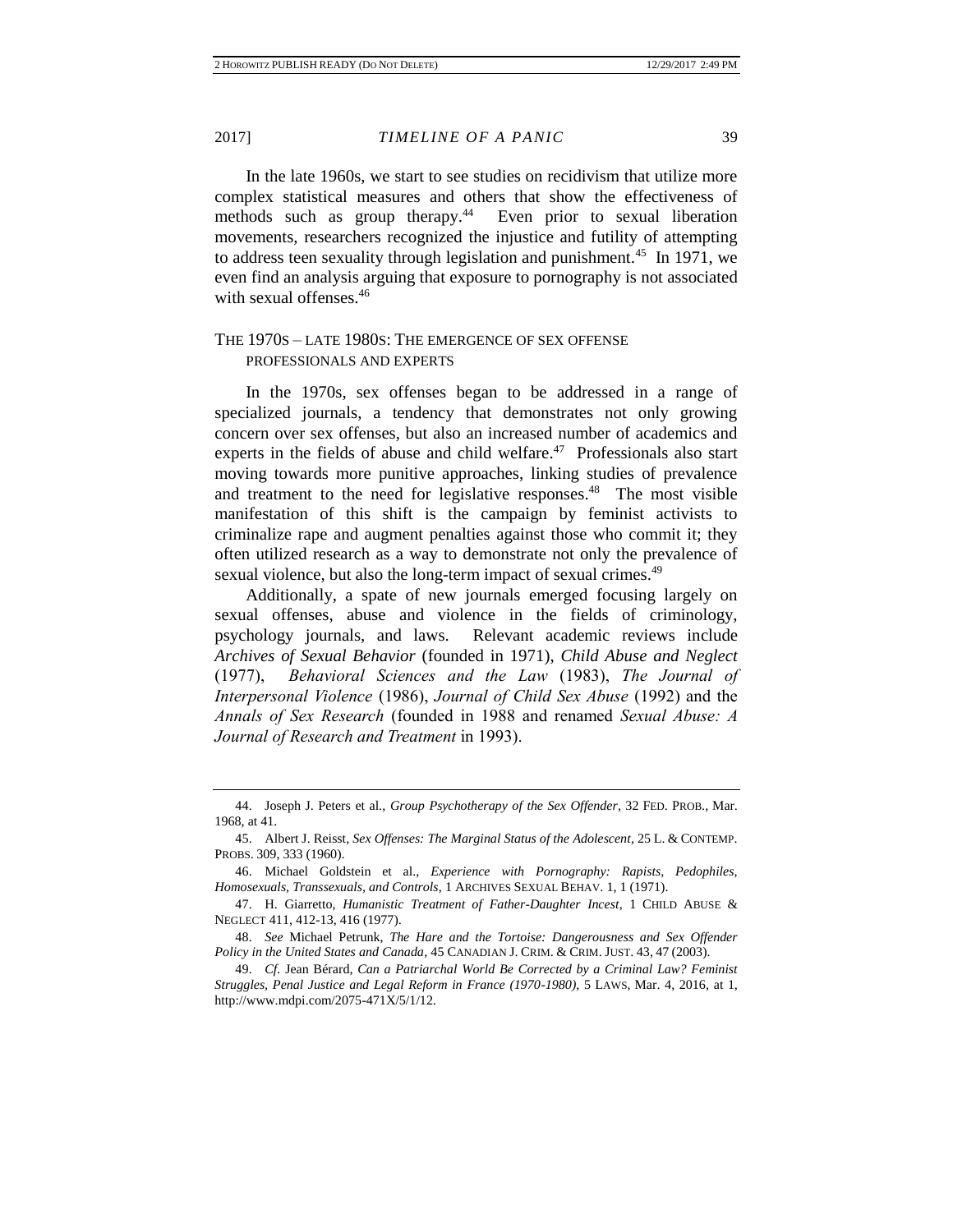In the late 1960s, we start to see studies on recidivism that utilize more complex statistical measures and others that show the effectiveness of methods such as group therapy.[44] Even prior to sexual liberation movements, researchers recognized the injustice and futility of attempting to address teen sexuality through legislation and punishment.[45] In 1971, we even find an analysis arguing that exposure to pornography is not associated with sexual offenses.[46]

## THE 1970S – LATE 1980S: THE EMERGENCE OF SEX OFFENSE PROFESSIONALS AND EXPERTS

In the 1970s, sex offenses began to be addressed in a range of specialized journals, a tendency that demonstrates not only growing concern over sex offenses, but also an increased number of academics and experts in the fields of abuse and child welfare.[47] Professionals also start moving towards more punitive approaches, linking studies of prevalence and treatment to the need for legislative responses.[48] The most visible manifestation of this shift is the campaign by feminist activists to criminalize rape and augment penalties against those who commit it; they often utilized research as a way to demonstrate not only the prevalence of sexual violence, but also the long-term impact of sexual crimes.[49]

Additionally, a spate of new journals emerged focusing largely on sexual offenses, abuse and violence in the fields of criminology, psychology journals, and laws. Relevant academic reviews include *Archives of Sexual Behavior* (founded in 1971), *Child Abuse and Neglect* (1977), *Behavioral Sciences and the Law* (1983), *The Journal of Interpersonal Violence* (1986), *Journal of Child Sex Abuse* (1992) and the *Annals of Sex Research* (founded in 1988 and renamed *Sexual Abuse: A Journal of Research and Treatment* in 1993).

---

44. Joseph J. Peters et al., *Group Psychotherapy of the Sex Offender*, 32 FED. PROB., Mar. 1968, at 41.

45. Albert J. Reisst, *Sex Offenses: The Marginal Status of the Adolescent*, 25 L. & CONTEMP. PROBS. 309, 333 (1960).

46. Michael Goldstein et al., *Experience with Pornography: Rapists, Pedophiles, Homosexuals, Transsexuals, and Controls*, 1 ARCHIVES SEXUAL BEHAV. 1, 1 (1971).

47. H. Giarretto, *Humanistic Treatment of Father-Daughter Incest*, 1 CHILD ABUSE & NEGLECT 411, 412-13, 416 (1977).

48. *See* Michael Petrunk, *The Hare and the Tortoise: Dangerousness and Sex Offender Policy in the United States and Canada*, 45 CANADIAN J. CRIM. & CRIM. JUST. 43, 47 (2003).

49. *Cf.* Jean Bérard, *Can a Patriarchal World Be Corrected by a Criminal Law? Feminist Struggles, Penal Justice and Legal Reform in France (1970-1980)*, 5 LAWS, Mar. 4, 2016, at 1, http://www.mdpi.com/2075-471X/5/1/12.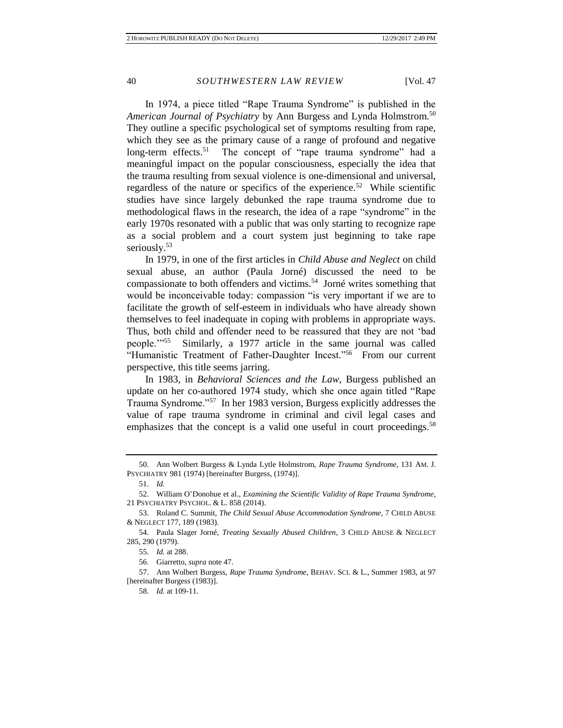In 1974, a piece titled "Rape Trauma Syndrome" is published in the *American Journal of Psychiatry* by Ann Burgess and Lynda Holmstrom.[50] They outline a specific psychological set of symptoms resulting from rape, which they see as the primary cause of a range of profound and negative long-term effects.[51] The concept of "rape trauma syndrome" had a meaningful impact on the popular consciousness, especially the idea that the trauma resulting from sexual violence is one-dimensional and universal, regardless of the nature or specifics of the experience.[52] While scientific studies have since largely debunked the rape trauma syndrome due to methodological flaws in the research, the idea of a rape "syndrome" in the early 1970s resonated with a public that was only starting to recognize rape as a social problem and a court system just beginning to take rape seriously.[53]

In 1979, in one of the first articles in *Child Abuse and Neglect* on child sexual abuse, an author (Paula Jorné) discussed the need to be compassionate to both offenders and victims.[54] Jorné writes something that would be inconceivable today: compassion "is very important if we are to facilitate the growth of self-esteem in individuals who have already shown themselves to feel inadequate in coping with problems in appropriate ways. Thus, both child and offender need to be reassured that they are not 'bad people.'"[55] Similarly, a 1977 article in the same journal was called "Humanistic Treatment of Father-Daughter Incest."[56] From our current perspective, this title seems jarring.

In 1983, in *Behavioral Sciences and the Law*, Burgess published an update on her co-authored 1974 study, which she once again titled "Rape Trauma Syndrome."[57] In her 1983 version, Burgess explicitly addresses the value of rape trauma syndrome in criminal and civil legal cases and emphasizes that the concept is a valid one useful in court proceedings.[58]

---

50. Ann Wolbert Burgess & Lynda Lytle Holmstrom, *Rape Trauma Syndrome*, 131 AM. J. PSYCHIATRY 981 (1974) [hereinafter Burgess, (1974)].

51. *Id.*

52. William O'Donohue et al., *Examining the Scientific Validity of Rape Trauma Syndrome*, 21 PSYCHIATRY PSYCHOL. & L. 858 (2014).

53. Roland C. Summit, *The Child Sexual Abuse Accommodation Syndrome*, 7 CHILD ABUSE & NEGLECT 177, 189 (1983).

54. Paula Slager Jorné, *Treating Sexually Abused Children*, 3 CHILD ABUSE & NEGLECT 285, 290 (1979).

55. *Id.* at 288.

56. Giarretto, *supra* note 47.

57. Ann Wolbert Burgess, *Rape Trauma Syndrome*, BEHAV. SCI. & L., Summer 1983, at 97 [hereinafter Burgess (1983)].

58. *Id.* at 109-11.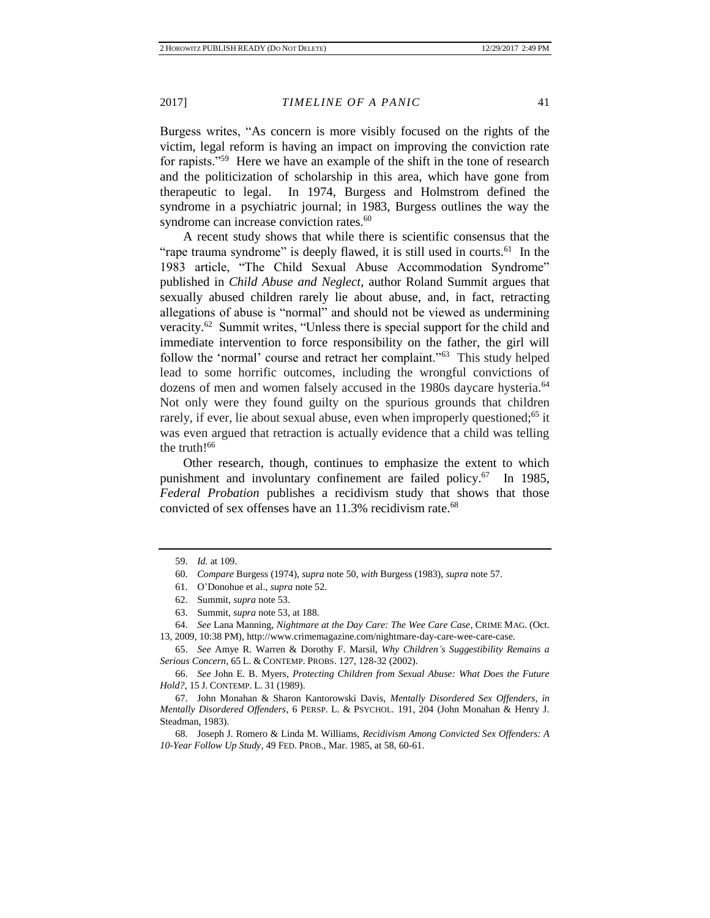Burgess writes, "As concern is more visibly focused on the rights of the victim, legal reform is having an impact on improving the conviction rate for rapists."[59] Here we have an example of the shift in the tone of research and the politicization of scholarship in this area, which have gone from therapeutic to legal. In 1974, Burgess and Holmstrom defined the syndrome in a psychiatric journal; in 1983, Burgess outlines the way the syndrome can increase conviction rates.[60]

A recent study shows that while there is scientific consensus that the "rape trauma syndrome" is deeply flawed, it is still used in courts.[61] In the 1983 article, "The Child Sexual Abuse Accommodation Syndrome" published in *Child Abuse and Neglect*, author Roland Summit argues that sexually abused children rarely lie about abuse, and, in fact, retracting allegations of abuse is "normal" and should not be viewed as undermining veracity.[62] Summit writes, "Unless there is special support for the child and immediate intervention to force responsibility on the father, the girl will follow the 'normal' course and retract her complaint."[63] This study helped lead to some horrific outcomes, including the wrongful convictions of dozens of men and women falsely accused in the 1980s daycare hysteria.[64] Not only were they found guilty on the spurious grounds that children rarely, if ever, lie about sexual abuse, even when improperly questioned;[65] it was even argued that retraction is actually evidence that a child was telling the truth![66]

Other research, though, continues to emphasize the extent to which punishment and involuntary confinement are failed policy.[67] In 1985, *Federal Probation* publishes a recidivism study that shows that those convicted of sex offenses have an 11.3% recidivism rate.[68]

---

59. *Id.* at 109.

60. *Compare* Burgess (1974), *supra* note 50, *with* Burgess (1983), *supra* note 57.

61. O'Donohue et al., *supra* note 52.

62. Summit, *supra* note 53.

63. Summit, *supra* note 53, at 188.

64. *See* Lana Manning, *Nightmare at the Day Care: The Wee Care Case*, CRIME MAG. (Oct. 13, 2009, 10:38 PM), http://www.crimemagazine.com/nightmare-day-care-wee-care-case.

65. *See* Amye R. Warren & Dorothy F. Marsil, *Why Children's Suggestibility Remains a Serious Concern*, 65 L. & CONTEMP. PROBS. 127, 128-32 (2002).

66. *See* John E. B. Myers, *Protecting Children from Sexual Abuse: What Does the Future Hold?*, 15 J. CONTEMP. L. 31 (1989).

67. John Monahan & Sharon Kantorowski Davis, *Mentally Disordered Sex Offenders*, *in Mentally Disordered Offenders*, 6 PERSP. L. & PSYCHOL. 191, 204 (John Monahan & Henry J. Steadman, 1983).

68. Joseph J. Romero & Linda M. Williams, *Recidivism Among Convicted Sex Offenders: A 10-Year Follow Up Study*, 49 FED. PROB., Mar. 1985, at 58, 60-61.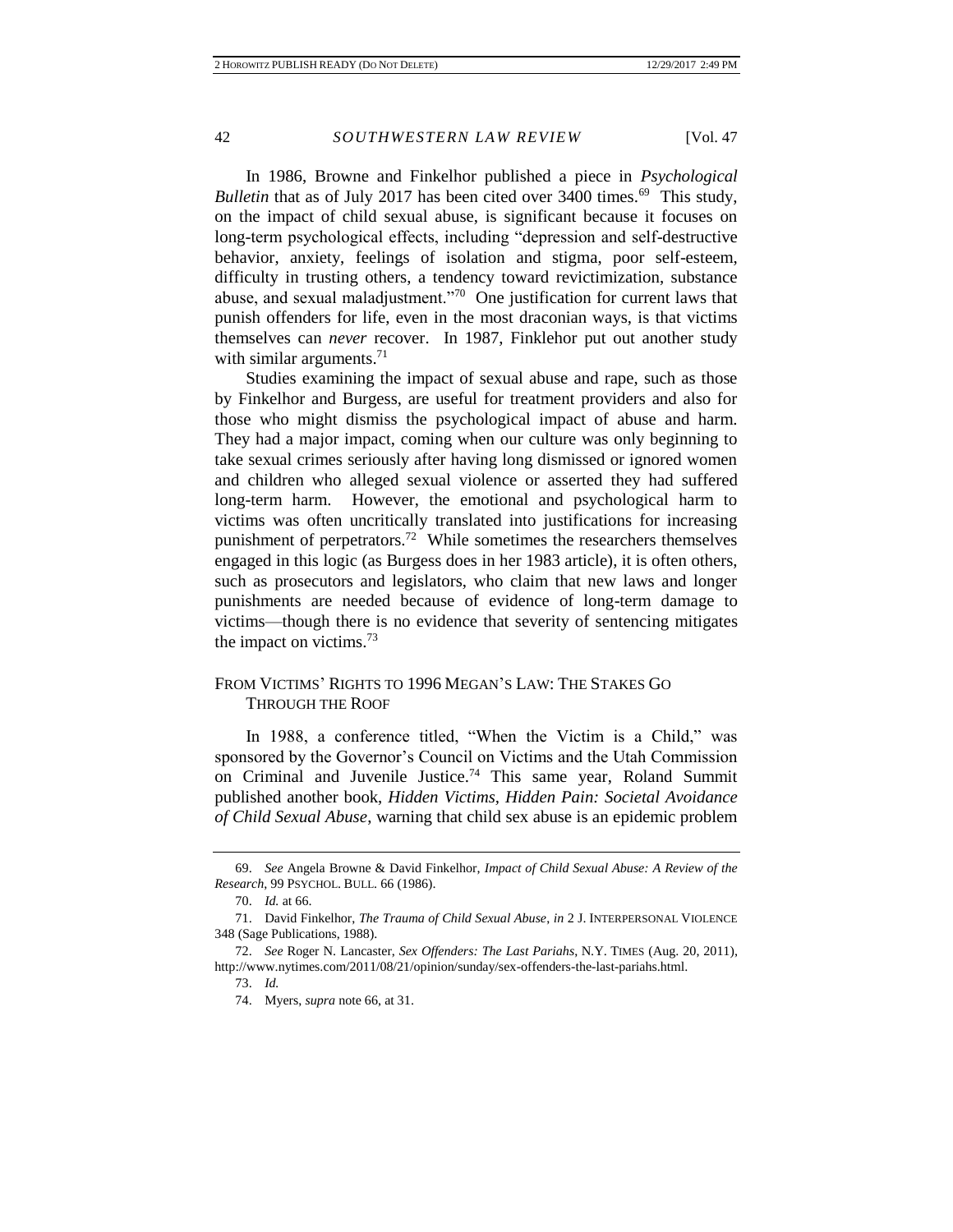In 1986, Browne and Finkelhor published a piece in *Psychological Bulletin* that as of July 2017 has been cited over 3400 times.[69] This study, on the impact of child sexual abuse, is significant because it focuses on long-term psychological effects, including "depression and self-destructive behavior, anxiety, feelings of isolation and stigma, poor self-esteem, difficulty in trusting others, a tendency toward revictimization, substance abuse, and sexual maladjustment."[70] One justification for current laws that punish offenders for life, even in the most draconian ways, is that victims themselves can *never* recover. In 1987, Finklehor put out another study with similar arguments.[71]

Studies examining the impact of sexual abuse and rape, such as those by Finkelhor and Burgess, are useful for treatment providers and also for those who might dismiss the psychological impact of abuse and harm. They had a major impact, coming when our culture was only beginning to take sexual crimes seriously after having long dismissed or ignored women and children who alleged sexual violence or asserted they had suffered long-term harm. However, the emotional and psychological harm to victims was often uncritically translated into justifications for increasing punishment of perpetrators.[72] While sometimes the researchers themselves engaged in this logic (as Burgess does in her 1983 article), it is often others, such as prosecutors and legislators, who claim that new laws and longer punishments are needed because of evidence of long-term damage to victims—though there is no evidence that severity of sentencing mitigates the impact on victims.[73]

## FROM VICTIMS' RIGHTS TO 1996 MEGAN'S LAW: THE STAKES GO THROUGH THE ROOF

In 1988, a conference titled, "When the Victim is a Child," was sponsored by the Governor's Council on Victims and the Utah Commission on Criminal and Juvenile Justice.[74] This same year, Roland Summit published another book, *Hidden Victims, Hidden Pain: Societal Avoidance of Child Sexual Abuse*, warning that child sex abuse is an epidemic problem

---

69. *See* Angela Browne & David Finkelhor, *Impact of Child Sexual Abuse: A Review of the Research*, 99 PSYCHOL. BULL. 66 (1986).

70. *Id.* at 66.

71. David Finkelhor, *The Trauma of Child Sexual Abuse*, *in* 2 J. INTERPERSONAL VIOLENCE 348 (Sage Publications, 1988).

72. *See* Roger N. Lancaster, *Sex Offenders: The Last Pariahs*, N.Y. TIMES (Aug. 20, 2011), http://www.nytimes.com/2011/08/21/opinion/sunday/sex-offenders-the-last-pariahs.html.

73. *Id.*

74. Myers, *supra* note 66, at 31.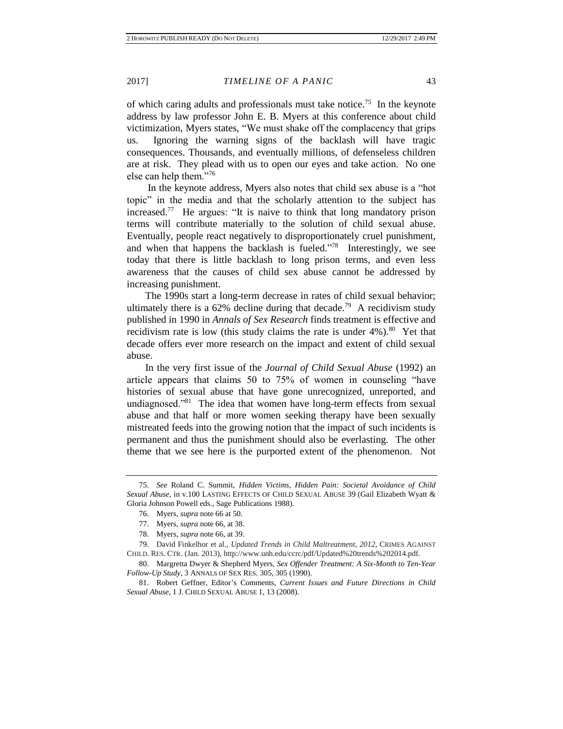of which caring adults and professionals must take notice.[75] In the keynote address by law professor John E. B. Myers at this conference about child victimization, Myers states, "We must shake off the complacency that grips us. Ignoring the warning signs of the backlash will have tragic consequences. Thousands, and eventually millions, of defenseless children are at risk. They plead with us to open our eyes and take action. No one else can help them."[76]

In the keynote address, Myers also notes that child sex abuse is a "hot topic" in the media and that the scholarly attention to the subject has increased.[77] He argues: "It is naive to think that long mandatory prison terms will contribute materially to the solution of child sexual abuse. Eventually, people react negatively to disproportionately cruel punishment, and when that happens the backlash is fueled."[78] Interestingly, we see today that there is little backlash to long prison terms, and even less awareness that the causes of child sex abuse cannot be addressed by increasing punishment.

The 1990s start a long-term decrease in rates of child sexual behavior; ultimately there is a 62% decline during that decade.[79] A recidivism study published in 1990 in *Annals of Sex Research* finds treatment is effective and recidivism rate is low (this study claims the rate is under 4%).[80] Yet that decade offers ever more research on the impact and extent of child sexual abuse.

In the very first issue of the *Journal of Child Sexual Abuse* (1992) an article appears that claims 50 to 75% of women in counseling "have histories of sexual abuse that have gone unrecognized, unreported, and undiagnosed."[81] The idea that women have long-term effects from sexual abuse and that half or more women seeking therapy have been sexually mistreated feeds into the growing notion that the impact of such incidents is permanent and thus the punishment should also be everlasting. The other theme that we see here is the purported extent of the phenomenon. Not

---

75. *See* Roland C. Summit, *Hidden Victims, Hidden Pain: Societal Avoidance of Child Sexual Abuse*, in v.100 LASTING EFFECTS OF CHILD SEXUAL ABUSE 39 (Gail Elizabeth Wyatt & Gloria Johnson Powell eds., Sage Publications 1988).

76. Myers, *supra* note 66 at 50.

77. Myers, *supra* note 66, at 38.

78. Myers, *supra* note 66, at 39.

79. David Finkelhor et al., *Updated Trends in Child Maltreatment, 2012*, CRIMES AGAINST CHILD. RES. CTR. (Jan. 2013), http://www.unh.edu/ccrc/pdf/Updated%20trends%202014.pdf.

80. Margretta Dwyer & Shepherd Myers, *Sex Offender Treatment: A Six-Month to Ten-Year Follow-Up Study*, 3 ANNALS OF SEX RES. 305, 305 (1990).

81. Robert Geffner, Editor's Comments, *Current Issues and Future Directions in Child Sexual Abuse*, 1 J. CHILD SEXUAL ABUSE 1, 13 (2008).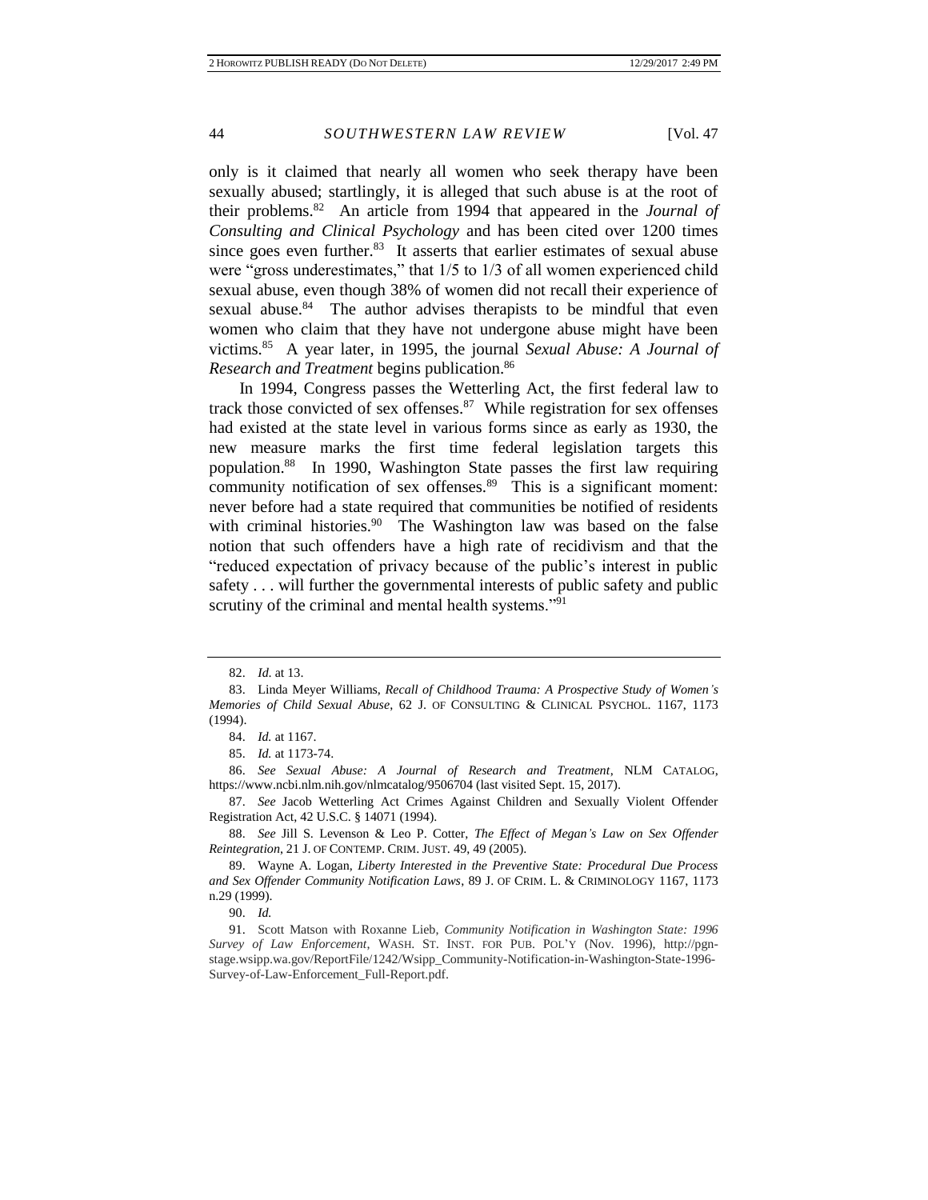only is it claimed that nearly all women who seek therapy have been sexually abused; startlingly, it is alleged that such abuse is at the root of their problems.[82] An article from 1994 that appeared in the *Journal of Consulting and Clinical Psychology* and has been cited over 1200 times since goes even further.[83] It asserts that earlier estimates of sexual abuse were "gross underestimates," that 1/5 to 1/3 of all women experienced child sexual abuse, even though 38% of women did not recall their experience of sexual abuse.[84] The author advises therapists to be mindful that even women who claim that they have not undergone abuse might have been victims.[85] A year later, in 1995, the journal *Sexual Abuse: A Journal of Research and Treatment* begins publication.[86]

In 1994, Congress passes the Wetterling Act, the first federal law to track those convicted of sex offenses.[87] While registration for sex offenses had existed at the state level in various forms since as early as 1930, the new measure marks the first time federal legislation targets this population.[88] In 1990, Washington State passes the first law requiring community notification of sex offenses.[89] This is a significant moment: never before had a state required that communities be notified of residents with criminal histories.[90] The Washington law was based on the false notion that such offenders have a high rate of recidivism and that the "reduced expectation of privacy because of the public's interest in public safety . . . will further the governmental interests of public safety and public scrutiny of the criminal and mental health systems."[91]

---

82. *Id.* at 13.

83. Linda Meyer Williams, *Recall of Childhood Trauma: A Prospective Study of Women's Memories of Child Sexual Abuse*, 62 J. OF CONSULTING & CLINICAL PSYCHOL. 1167, 1173 (1994).

84. *Id.* at 1167.

85. *Id.* at 1173-74.

86. *See Sexual Abuse: A Journal of Research and Treatment*, NLM CATALOG, https://www.ncbi.nlm.nih.gov/nlmcatalog/9506704 (last visited Sept. 15, 2017).

87. *See* Jacob Wetterling Act Crimes Against Children and Sexually Violent Offender Registration Act, 42 U.S.C. § 14071 (1994).

88. *See* Jill S. Levenson & Leo P. Cotter, *The Effect of Megan's Law on Sex Offender Reintegration*, 21 J. OF CONTEMP. CRIM. JUST. 49, 49 (2005).

89. Wayne A. Logan, *Liberty Interested in the Preventive State: Procedural Due Process and Sex Offender Community Notification Laws*, 89 J. OF CRIM. L. & CRIMINOLOGY 1167, 1173 n.29 (1999).

90. *Id.*

91. Scott Matson with Roxanne Lieb, *Community Notification in Washington State: 1996 Survey of Law Enforcement*, WASH. ST. INST. FOR PUB. POL'Y (Nov. 1996), http://pgn-stage.wsipp.wa.gov/ReportFile/1242/Wsipp_Community-Notification-in-Washington-State-1996-Survey-of-Law-Enforcement_Full-Report.pdf.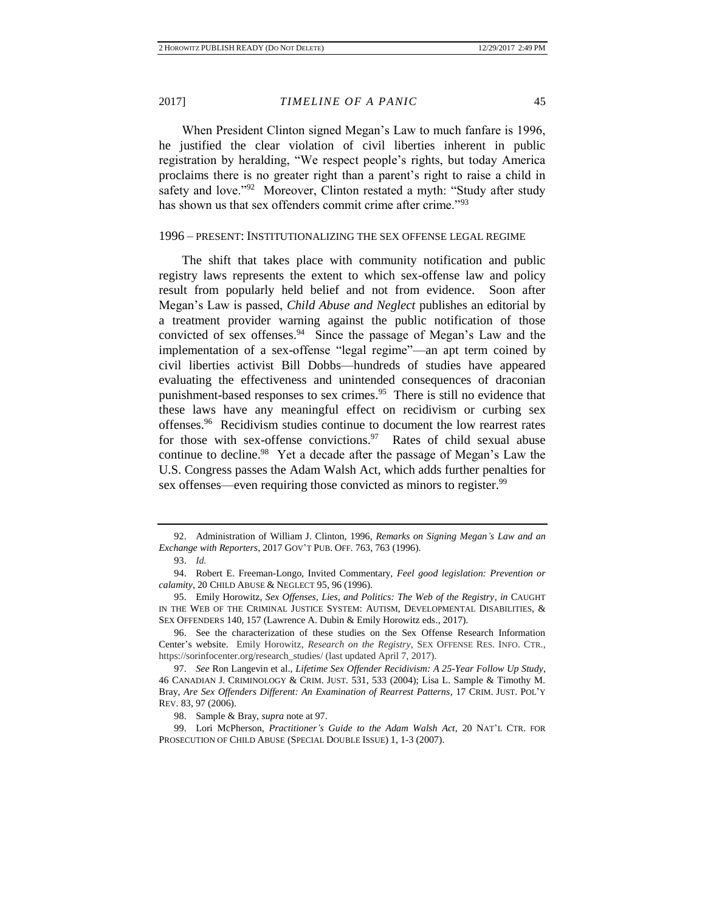When President Clinton signed Megan's Law to much fanfare is 1996, he justified the clear violation of civil liberties inherent in public registration by heralding, "We respect people's rights, but today America proclaims there is no greater right than a parent's right to raise a child in safety and love."[92] Moreover, Clinton restated a myth: "Study after study has shown us that sex offenders commit crime after crime."[93]

### 1996 – PRESENT: INSTITUTIONALIZING THE SEX OFFENSE LEGAL REGIME

The shift that takes place with community notification and public registry laws represents the extent to which sex-offense law and policy result from popularly held belief and not from evidence. Soon after Megan's Law is passed, *Child Abuse and Neglect* publishes an editorial by a treatment provider warning against the public notification of those convicted of sex offenses.[94] Since the passage of Megan's Law and the implementation of a sex-offense "legal regime"—an apt term coined by civil liberties activist Bill Dobbs—hundreds of studies have appeared evaluating the effectiveness and unintended consequences of draconian punishment-based responses to sex crimes.[95] There is still no evidence that these laws have any meaningful effect on recidivism or curbing sex offenses.[96] Recidivism studies continue to document the low rearrest rates for those with sex-offense convictions.[97] Rates of child sexual abuse continue to decline.[98] Yet a decade after the passage of Megan's Law the U.S. Congress passes the Adam Walsh Act, which adds further penalties for sex offenses—even requiring those convicted as minors to register.[99]

---

92. Administration of William J. Clinton, 1996, *Remarks on Signing Megan's Law and an Exchange with Reporters*, 2017 GOV'T PUB. OFF. 763, 763 (1996).

93. *Id.*

94. Robert E. Freeman-Longo, Invited Commentary, *Feel good legislation: Prevention or calamity*, 20 CHILD ABUSE & NEGLECT 95, 96 (1996).

95. Emily Horowitz, *Sex Offenses, Lies, and Politics: The Web of the Registry*, *in* CAUGHT IN THE WEB OF THE CRIMINAL JUSTICE SYSTEM: AUTISM, DEVELOPMENTAL DISABILITIES, & SEX OFFENDERS 140, 157 (Lawrence A. Dubin & Emily Horowitz eds., 2017).

96. See the characterization of these studies on the Sex Offense Research Information Center's website. Emily Horowitz, *Research on the Registry*, SEX OFFENSE RES. INFO. CTR., https://sorinfocenter.org/research_studies/ (last updated April 7, 2017).

97. *See* Ron Langevin et al., *Lifetime Sex Offender Recidivism: A 25-Year Follow Up Study*, 46 CANADIAN J. CRIMINOLOGY & CRIM. JUST. 531, 533 (2004); Lisa L. Sample & Timothy M. Bray, *Are Sex Offenders Different: An Examination of Rearrest Patterns*, 17 CRIM. JUST. POL'Y REV. 83, 97 (2006).

98. Sample & Bray, *supra* note at 97.

99. Lori McPherson, *Practitioner's Guide to the Adam Walsh Act*, 20 NAT'L CTR. FOR PROSECUTION OF CHILD ABUSE (SPECIAL DOUBLE ISSUE) 1, 1-3 (2007).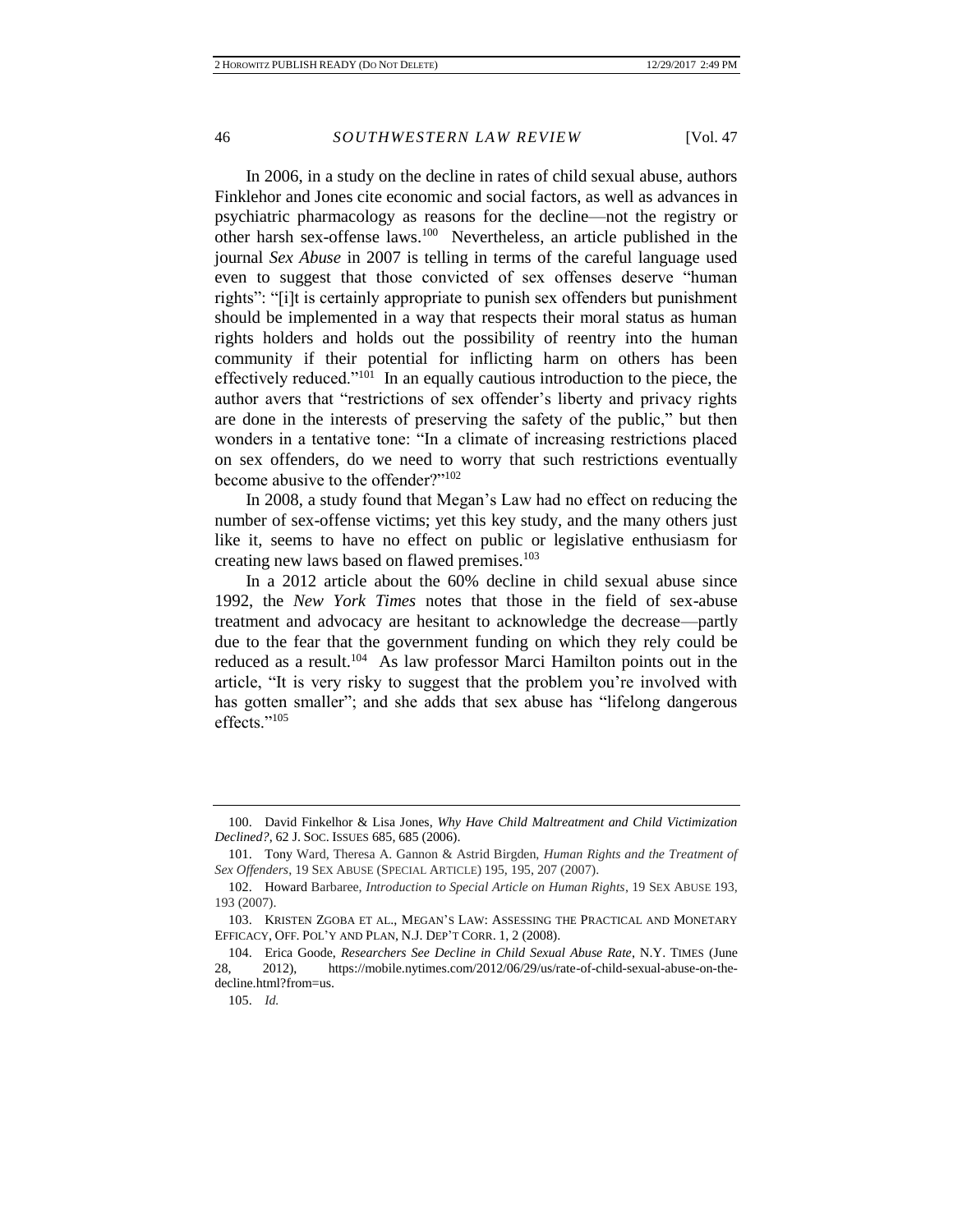In 2006, in a study on the decline in rates of child sexual abuse, authors Finklehor and Jones cite economic and social factors, as well as advances in psychiatric pharmacology as reasons for the decline—not the registry or other harsh sex-offense laws.[100] Nevertheless, an article published in the journal *Sex Abuse* in 2007 is telling in terms of the careful language used even to suggest that those convicted of sex offenses deserve "human rights": "[i]t is certainly appropriate to punish sex offenders but punishment should be implemented in a way that respects their moral status as human rights holders and holds out the possibility of reentry into the human community if their potential for inflicting harm on others has been effectively reduced."[101] In an equally cautious introduction to the piece, the author avers that "restrictions of sex offender's liberty and privacy rights are done in the interests of preserving the safety of the public," but then wonders in a tentative tone: "In a climate of increasing restrictions placed on sex offenders, do we need to worry that such restrictions eventually become abusive to the offender?"[102]

In 2008, a study found that Megan's Law had no effect on reducing the number of sex-offense victims; yet this key study, and the many others just like it, seems to have no effect on public or legislative enthusiasm for creating new laws based on flawed premises.[103]

In a 2012 article about the 60% decline in child sexual abuse since 1992, the *New York Times* notes that those in the field of sex-abuse treatment and advocacy are hesitant to acknowledge the decrease—partly due to the fear that the government funding on which they rely could be reduced as a result.[104] As law professor Marci Hamilton points out in the article, "It is very risky to suggest that the problem you're involved with has gotten smaller"; and she adds that sex abuse has "lifelong dangerous effects."[105]

---

100. David Finkelhor & Lisa Jones, *Why Have Child Maltreatment and Child Victimization Declined?*, 62 J. SOC. ISSUES 685, 685 (2006).

101. Tony Ward, Theresa A. Gannon & Astrid Birgden, *Human Rights and the Treatment of Sex Offenders*, 19 SEX ABUSE (SPECIAL ARTICLE) 195, 195, 207 (2007).

102. Howard Barbaree, *Introduction to Special Article on Human Rights*, 19 SEX ABUSE 193, 193 (2007).

103. KRISTEN ZGOBA ET AL., MEGAN'S LAW: ASSESSING THE PRACTICAL AND MONETARY EFFICACY, OFF. POL'Y AND PLAN, N.J. DEP'T CORR. 1, 2 (2008).

104. Erica Goode, *Researchers See Decline in Child Sexual Abuse Rate*, N.Y. TIMES (June 28, 2012), https://mobile.nytimes.com/2012/06/29/us/rate-of-child-sexual-abuse-on-the-decline.html?from=us.

105. *Id.*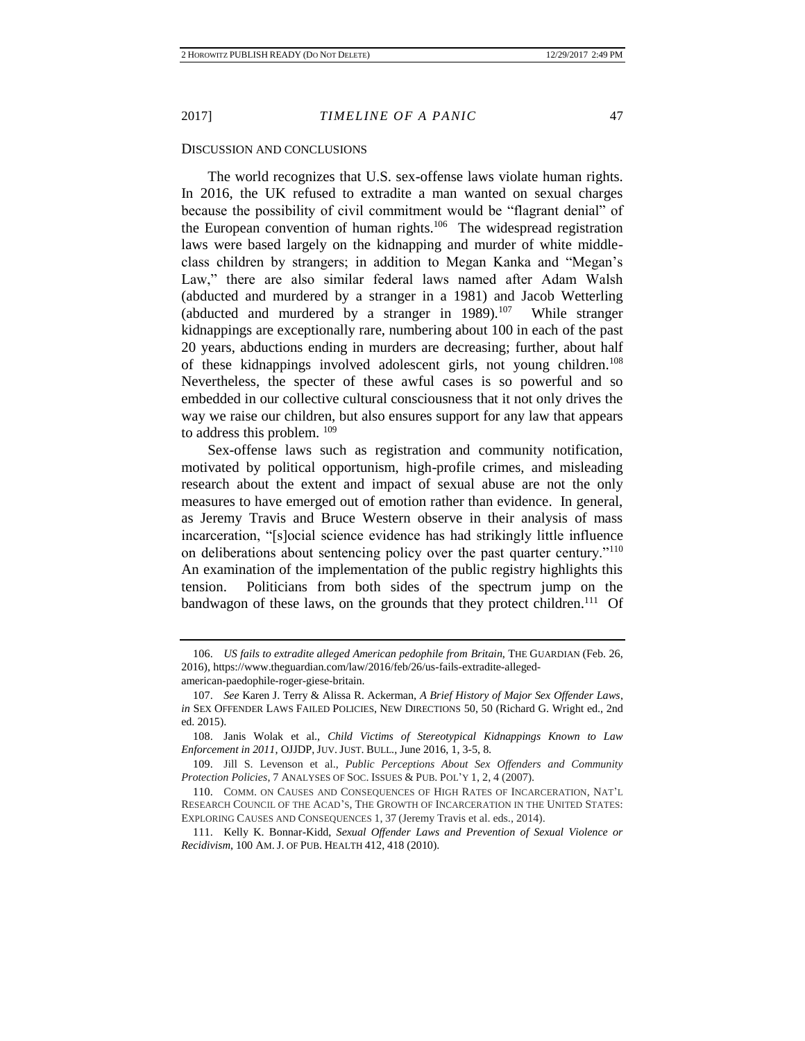## DISCUSSION AND CONCLUSIONS

The world recognizes that U.S. sex-offense laws violate human rights. In 2016, the UK refused to extradite a man wanted on sexual charges because the possibility of civil commitment would be "flagrant denial" of the European convention of human rights.[106] The widespread registration laws were based largely on the kidnapping and murder of white middle-class children by strangers; in addition to Megan Kanka and "Megan's Law," there are also similar federal laws named after Adam Walsh (abducted and murdered by a stranger in a 1981) and Jacob Wetterling (abducted and murdered by a stranger in 1989).[107] While stranger kidnappings are exceptionally rare, numbering about 100 in each of the past 20 years, abductions ending in murders are decreasing; further, about half of these kidnappings involved adolescent girls, not young children.[108] Nevertheless, the specter of these awful cases is so powerful and so embedded in our collective cultural consciousness that it not only drives the way we raise our children, but also ensures support for any law that appears to address this problem. [109]

Sex-offense laws such as registration and community notification, motivated by political opportunism, high-profile crimes, and misleading research about the extent and impact of sexual abuse are not the only measures to have emerged out of emotion rather than evidence. In general, as Jeremy Travis and Bruce Western observe in their analysis of mass incarceration, "[s]ocial science evidence has had strikingly little influence on deliberations about sentencing policy over the past quarter century."[110] An examination of the implementation of the public registry highlights this tension. Politicians from both sides of the spectrum jump on the bandwagon of these laws, on the grounds that they protect children.[111] Of

---

106. *US fails to extradite alleged American pedophile from Britain*, THE GUARDIAN (Feb. 26, 2016), https://www.theguardian.com/law/2016/feb/26/us-fails-extradite-alleged-american-paedophile-roger-giese-britain.

107. *See* Karen J. Terry & Alissa R. Ackerman, *A Brief History of Major Sex Offender Laws*, *in* SEX OFFENDER LAWS FAILED POLICIES, NEW DIRECTIONS 50, 50 (Richard G. Wright ed., 2nd ed. 2015).

108. Janis Wolak et al., *Child Victims of Stereotypical Kidnappings Known to Law Enforcement in 2011*, OJJDP, JUV. JUST. BULL., June 2016, 1, 3-5, 8.

109. Jill S. Levenson et al., *Public Perceptions About Sex Offenders and Community Protection Policies*, 7 ANALYSES OF SOC. ISSUES & PUB. POL'Y 1, 2, 4 (2007).

110. COMM. ON CAUSES AND CONSEQUENCES OF HIGH RATES OF INCARCERATION, NAT'L RESEARCH COUNCIL OF THE ACAD'S, THE GROWTH OF INCARCERATION IN THE UNITED STATES: EXPLORING CAUSES AND CONSEQUENCES 1, 37 (Jeremy Travis et al. eds., 2014).

111. Kelly K. Bonnar-Kidd, *Sexual Offender Laws and Prevention of Sexual Violence or Recidivism*, 100 AM. J. OF PUB. HEALTH 412, 418 (2010).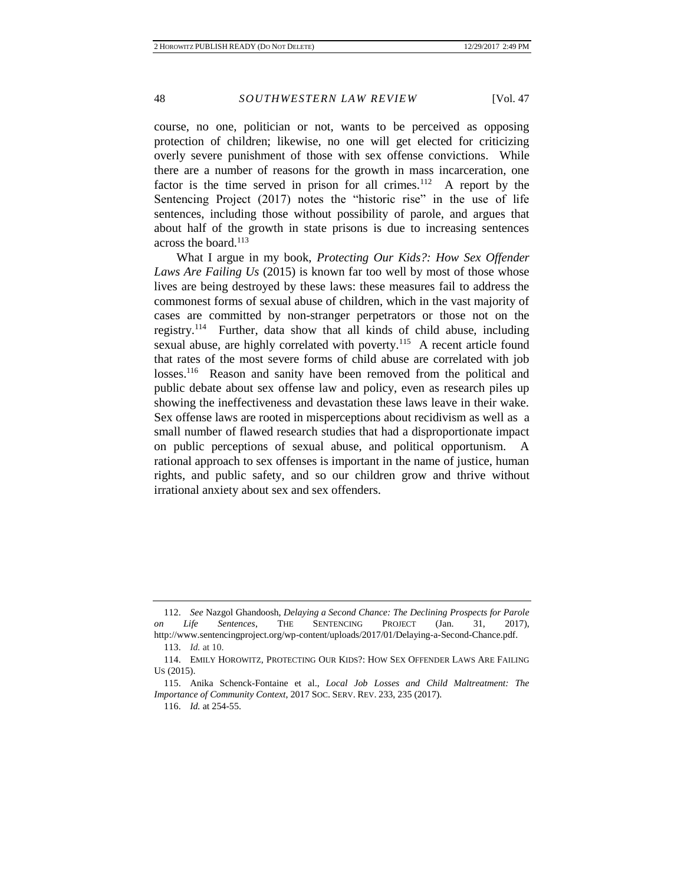course, no one, politician or not, wants to be perceived as opposing protection of children; likewise, no one will get elected for criticizing overly severe punishment of those with sex offense convictions. While there are a number of reasons for the growth in mass incarceration, one factor is the time served in prison for all crimes.[112] A report by the Sentencing Project (2017) notes the "historic rise" in the use of life sentences, including those without possibility of parole, and argues that about half of the growth in state prisons is due to increasing sentences across the board.[113]

What I argue in my book, *Protecting Our Kids?: How Sex Offender Laws Are Failing Us* (2015) is known far too well by most of those whose lives are being destroyed by these laws: these measures fail to address the commonest forms of sexual abuse of children, which in the vast majority of cases are committed by non-stranger perpetrators or those not on the registry.[114] Further, data show that all kinds of child abuse, including sexual abuse, are highly correlated with poverty.[115] A recent article found that rates of the most severe forms of child abuse are correlated with job losses.[116] Reason and sanity have been removed from the political and public debate about sex offense law and policy, even as research piles up showing the ineffectiveness and devastation these laws leave in their wake. Sex offense laws are rooted in misperceptions about recidivism as well as a small number of flawed research studies that had a disproportionate impact on public perceptions of sexual abuse, and political opportunism. A rational approach to sex offenses is important in the name of justice, human rights, and public safety, and so our children grow and thrive without irrational anxiety about sex and sex offenders.

---

112. *See* Nazgol Ghandoosh, *Delaying a Second Chance: The Declining Prospects for Parole on Life Sentences*, THE SENTENCING PROJECT (Jan. 31, 2017), http://www.sentencingproject.org/wp-content/uploads/2017/01/Delaying-a-Second-Chance.pdf.

113. *Id.* at 10.

114. EMILY HOROWITZ, PROTECTING OUR KIDS?: HOW SEX OFFENDER LAWS ARE FAILING US (2015).

115. Anika Schenck-Fontaine et al., *Local Job Losses and Child Maltreatment: The Importance of Community Context*, 2017 SOC. SERV. REV. 233, 235 (2017).

116. *Id.* at 254-55.